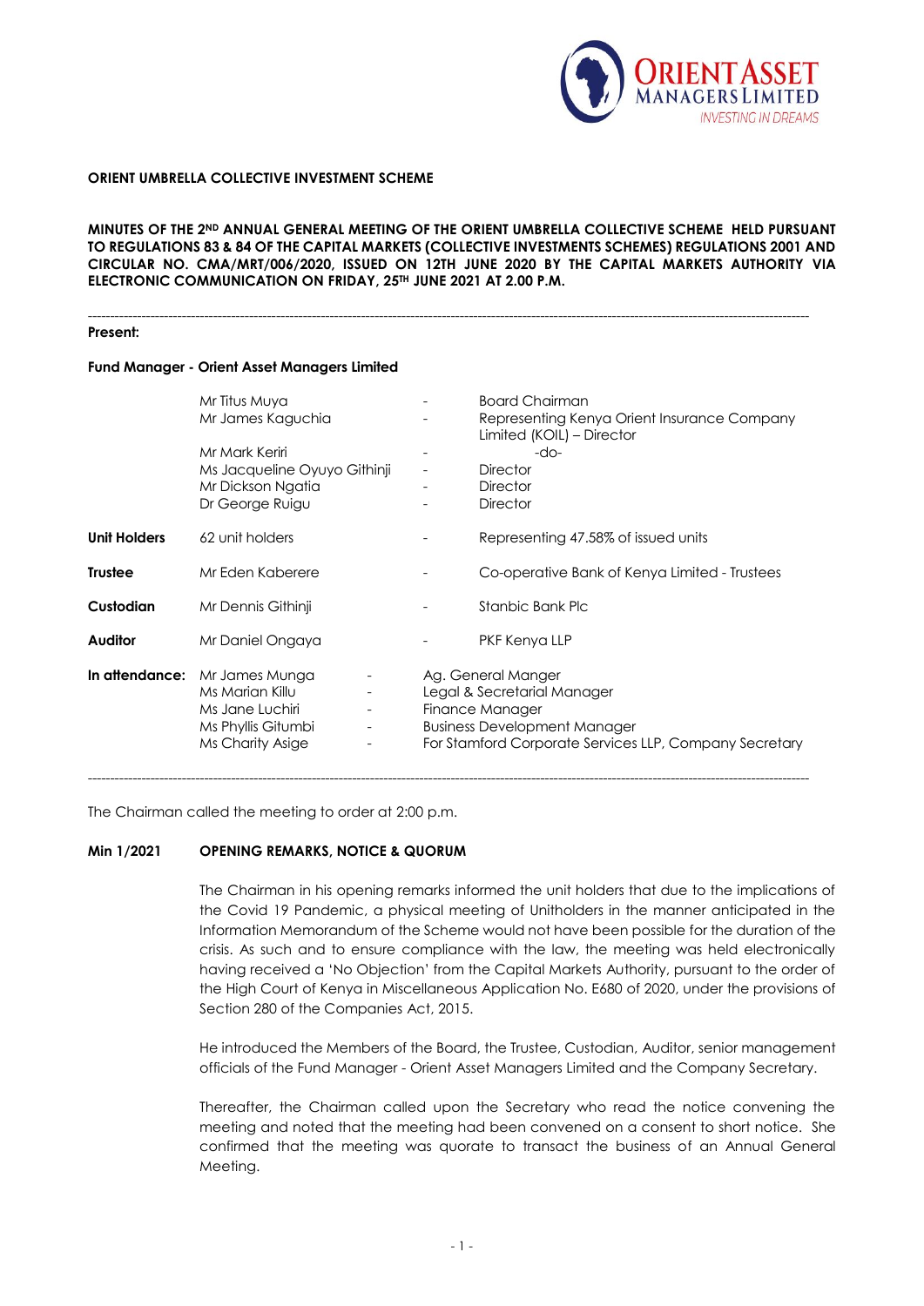**ORIENT UMBRELLA COLLECTIVE INVESTMENT SCHEME**

**MINUTES OF THE 2ND ANNUAL GENERAL MEETING OF THE ORIENT UMBRELLA COLLECTIVE SCHEME HELD PURSUANT TO REGULATIONS 83 & 84 OF THE CAPITAL MARKETS (COLLECTIVE INVESTMENTS SCHEMES) REGULATIONS 2001 AND CIRCULAR NO. CMA/MRT/006/2020, ISSUED ON 12TH JUNE 2020 BY THE CAPITAL MARKETS AUTHORITY VIA ELECTRONIC COMMUNICATION ON FRIDAY, 25TH JUNE 2021 AT 2.00 P.M.**

---

**Present:**

**Fund Manager - Orient Asset Managers Limited**

| | | | |
|---|---|---|---|
| | Mr Titus Muya | - | Board Chairman |
| | Mr James Kaguchia | - | Representing Kenya Orient Insurance Company Limited (KOIL) – Director |
| | Mr Mark Keriri | - | -do- |
| | Ms Jacqueline Oyuyo Githinji | - | Director |
| | Mr Dickson Ngatia | - | Director |
| | Dr George Ruigu | - | Director |
| **Unit Holders** | 62 unit holders | - | Representing 47.58% of issued units |
| **Trustee** | Mr Eden Kaberere | - | Co-operative Bank of Kenya Limited - Trustees |
| **Custodian** | Mr Dennis Githinji | - | Stanbic Bank Plc |
| **Auditor** | Mr Daniel Ongaya | - | PKF Kenya LLP |
| **In attendance:** | Mr James Munga | - | Ag. General Manger |
| | Ms Marian Killu | - | Legal & Secretarial Manager |
| | Ms Jane Luchiri | - | Finance Manager |
| | Ms Phyllis Gitumbi | - | Business Development Manager |
| | Ms Charity Asige | - | For Stamford Corporate Services LLP, Company Secretary |

---

The Chairman called the meeting to order at 2:00 p.m.

**Min 1/2021 OPENING REMARKS, NOTICE & QUORUM**

The Chairman in his opening remarks informed the unit holders that due to the implications of the Covid 19 Pandemic, a physical meeting of Unitholders in the manner anticipated in the Information Memorandum of the Scheme would not have been possible for the duration of the crisis. As such and to ensure compliance with the law, the meeting was held electronically having received a 'No Objection' from the Capital Markets Authority, pursuant to the order of the High Court of Kenya in Miscellaneous Application No. E680 of 2020, under the provisions of Section 280 of the Companies Act, 2015.

He introduced the Members of the Board, the Trustee, Custodian, Auditor, senior management officials of the Fund Manager - Orient Asset Managers Limited and the Company Secretary.

Thereafter, the Chairman called upon the Secretary who read the notice convening the meeting and noted that the meeting had been convened on a consent to short notice. She confirmed that the meeting was quorate to transact the business of an Annual General Meeting.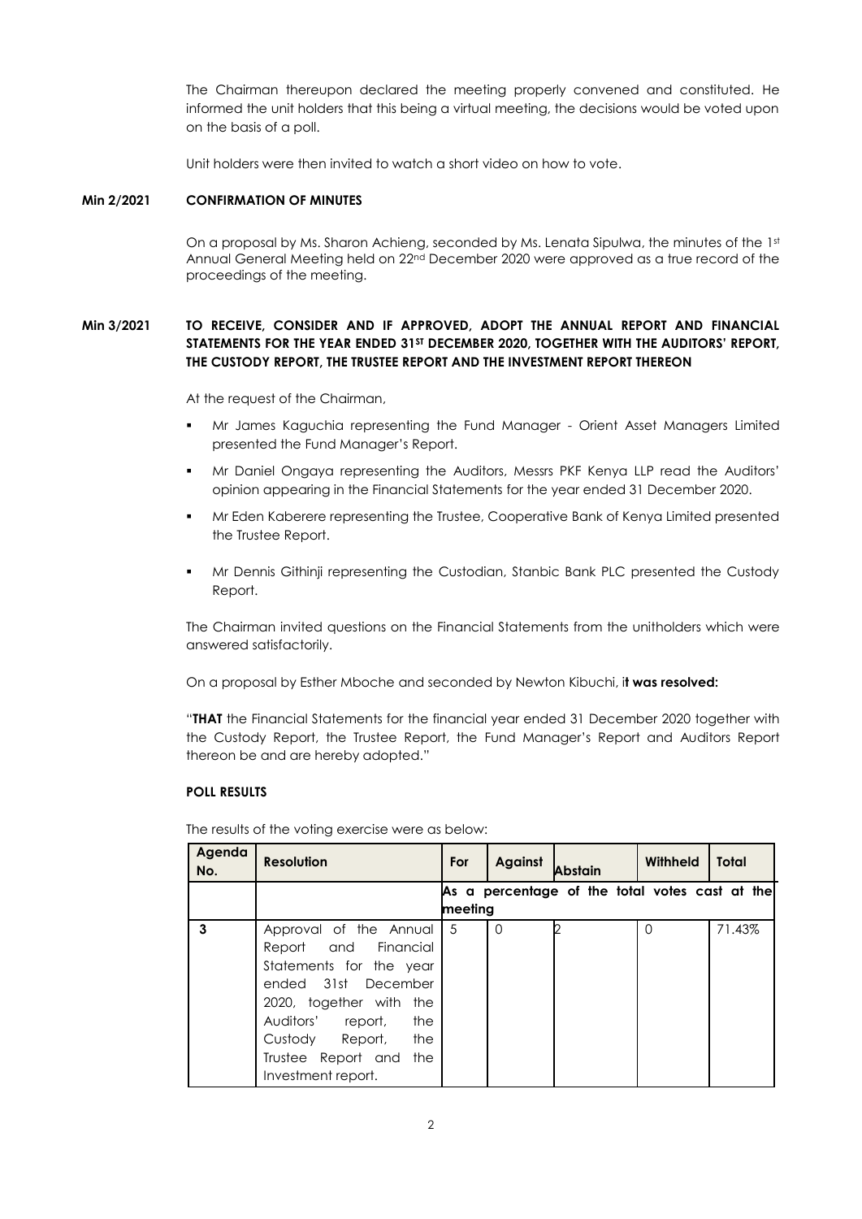The Chairman thereupon declared the meeting properly convened and constituted. He informed the unit holders that this being a virtual meeting, the decisions would be voted upon on the basis of a poll.

Unit holders were then invited to watch a short video on how to vote.

**Min 2/2021 CONFIRMATION OF MINUTES**

On a proposal by Ms. Sharon Achieng, seconded by Ms. Lenata Sipulwa, the minutes of the 1st Annual General Meeting held on 22nd December 2020 were approved as a true record of the proceedings of the meeting.

**Min 3/2021 TO RECEIVE, CONSIDER AND IF APPROVED, ADOPT THE ANNUAL REPORT AND FINANCIAL STATEMENTS FOR THE YEAR ENDED 31ST DECEMBER 2020, TOGETHER WITH THE AUDITORS' REPORT, THE CUSTODY REPORT, THE TRUSTEE REPORT AND THE INVESTMENT REPORT THEREON**

At the request of the Chairman,

- Mr James Kaguchia representing the Fund Manager - Orient Asset Managers Limited presented the Fund Manager's Report.
- Mr Daniel Ongaya representing the Auditors, Messrs PKF Kenya LLP read the Auditors' opinion appearing in the Financial Statements for the year ended 31 December 2020.
- Mr Eden Kaberere representing the Trustee, Cooperative Bank of Kenya Limited presented the Trustee Report.
- Mr Dennis Githinji representing the Custodian, Stanbic Bank PLC presented the Custody Report.

The Chairman invited questions on the Financial Statements from the unitholders which were answered satisfactorily.

On a proposal by Esther Mboche and seconded by Newton Kibuchi, **it was resolved:**

"**THAT** the Financial Statements for the financial year ended 31 December 2020 together with the Custody Report, the Trustee Report, the Fund Manager's Report and Auditors Report thereon be and are hereby adopted."

**POLL RESULTS**

The results of the voting exercise were as below:

| Agenda No. | Resolution | For | Against | Abstain | Withheld | Total |
|---|---|---|---|---|---|---|
| | | As a percentage of the total votes cast at the meeting | | | | |
| 3 | Approval of the Annual Report and Financial Statements for the year ended 31st December 2020, together with the Auditors' report, the Custody Report, the Trustee Report and the Investment report. | 5 | 0 | 2 | 0 | 71.43% |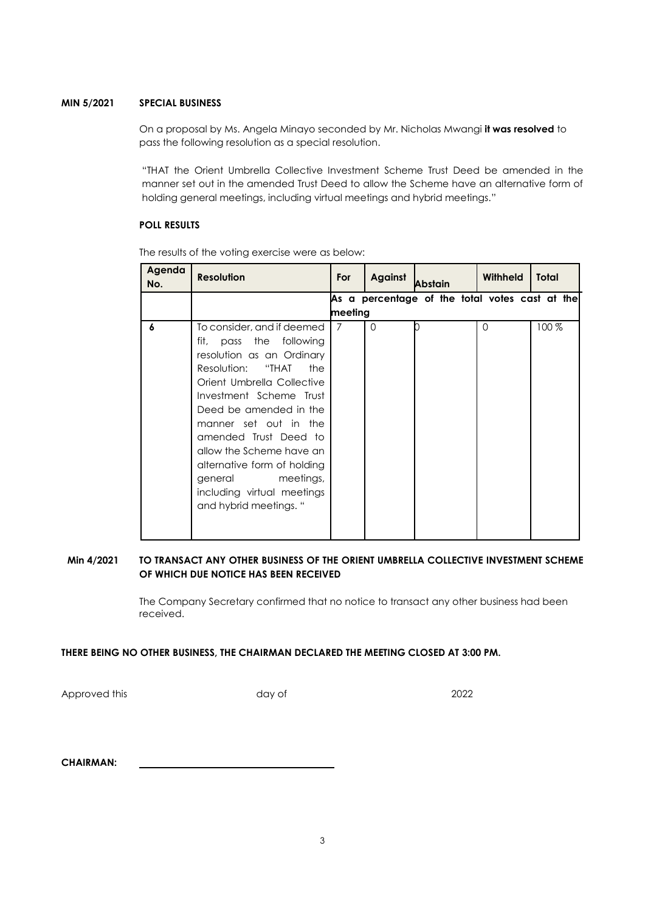**MIN 5/2021 SPECIAL BUSINESS**

On a proposal by Ms. Angela Minayo seconded by Mr. Nicholas Mwangi **it was resolved** to pass the following resolution as a special resolution.

"THAT the Orient Umbrella Collective Investment Scheme Trust Deed be amended in the manner set out in the amended Trust Deed to allow the Scheme have an alternative form of holding general meetings, including virtual meetings and hybrid meetings."

**POLL RESULTS**

The results of the voting exercise were as below:

| Agenda No. | Resolution | For | Against | Abstain | Withheld | Total |
|---|---|---|---|---|---|---|
| | | As a percentage of the total votes cast at the meeting | | | | |
| 6 | To consider, and if deemed fit, pass the following resolution as an Ordinary Resolution: "THAT the Orient Umbrella Collective Investment Scheme Trust Deed be amended in the manner set out in the amended Trust Deed to allow the Scheme have an alternative form of holding general meetings, including virtual meetings and hybrid meetings. " | 7 | 0 | 0 | 0 | 100 % |

**Min 4/2021 TO TRANSACT ANY OTHER BUSINESS OF THE ORIENT UMBRELLA COLLECTIVE INVESTMENT SCHEME OF WHICH DUE NOTICE HAS BEEN RECEIVED**

The Company Secretary confirmed that no notice to transact any other business had been received.

**THERE BEING NO OTHER BUSINESS, THE CHAIRMAN DECLARED THE MEETING CLOSED AT 3:00 PM.**

Approved this day of 2022

**CHAIRMAN:** \_\_\_\_\_\_\_\_\_\_\_\_\_\_\_\_\_\_\_\_\_\_\_\_\_\_\_\_\_\_\_\_